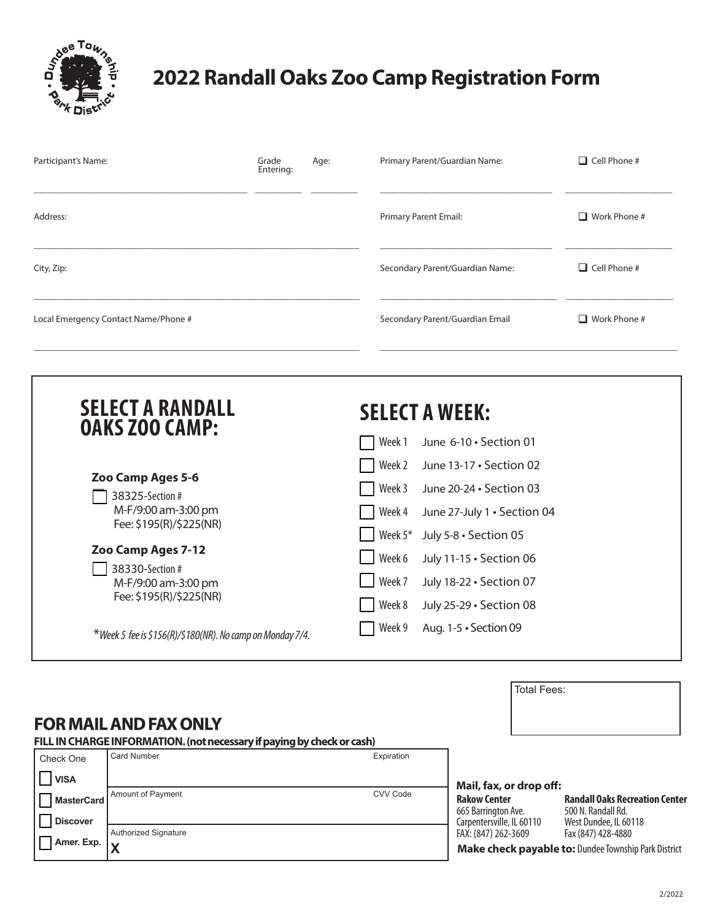# 2022 Randall Oaks Zoo Camp Registration Form

| | | |
|---|---|---|
| Participant's Name: | Grade Entering: | Age: |
| Address: | | |
| City, Zip: | | |
| Local Emergency Contact Name/Phone # | | |

| | |
|---|---|
| Primary Parent/Guardian Name: | ☐ Cell Phone # |
| Primary Parent Email: | ☐ Work Phone # |
| Secondary Parent/Guardian Name: | ☐ Cell Phone # |
| Secondary Parent/Guardian Email | ☐ Work Phone # |

## SELECT A RANDALL OAKS ZOO CAMP:

**Zoo Camp Ages 5-6**

☐ 38325-Section #
M-F/9:00 am-3:00 pm
Fee: $195(R)/$225(NR)

**Zoo Camp Ages 7-12**

☐ 38330-Section #
M-F/9:00 am-3:00 pm
Fee: $195(R)/$225(NR)

*\*Week 5 fee is $156(R)/$180(NR). No camp on Monday 7/4.*

## SELECT A WEEK:

- ☐ Week 1 June 6-10 • Section 01
- ☐ Week 2 June 13-17 • Section 02
- ☐ Week 3 June 20-24 • Section 03
- ☐ Week 4 June 27-July 1 • Section 04
- ☐ Week 5* July 5-8 • Section 05
- ☐ Week 6 July 11-15 • Section 06
- ☐ Week 7 July 18-22 • Section 07
- ☐ Week 8 July 25-29 • Section 08
- ☐ Week 9 Aug. 1-5 • Section 09

Total Fees:

## FOR MAIL AND FAX ONLY

**FILL IN CHARGE INFORMATION. (not necessary if paying by check or cash)**

| Check One | | |
|---|---|---|
| ☐ VISA | Card Number | Expiration |
| ☐ MasterCard | Amount of Payment | CVV Code |
| ☐ Discover | Authorized Signature | |
| ☐ Amer. Exp. | X | |

**Mail, fax, or drop off:**

**Rakow Center**
665 Barrington Ave.
Carpentersville, IL 60110
FAX: (847) 262-3609

**Randall Oaks Recreation Center**
500 N. Randall Rd.
West Dundee, IL 60118
Fax (847) 428-4880

**Make check payable to:** Dundee Township Park District

2/2022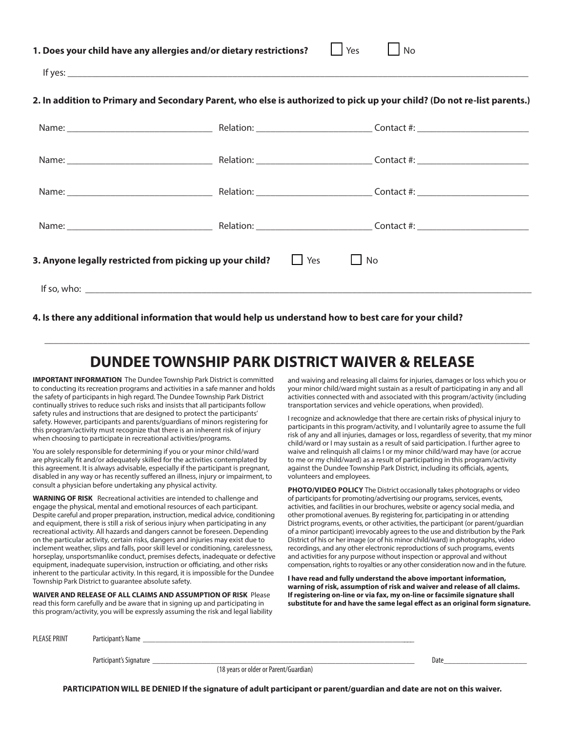**1. Does your child have any allergies and/or dietary restrictions?** ☐ Yes ☐ No

If yes: ______________________________________________________________________________

**2. In addition to Primary and Secondary Parent, who else is authorized to pick up your child? (Do not re-list parents.)**

Name: ____________________ Relation: ____________________ Contact #: ____________________

Name: ____________________ Relation: ____________________ Contact #: ____________________

Name: ____________________ Relation: ____________________ Contact #: ____________________

Name: ____________________ Relation: ____________________ Contact #: ____________________

**3. Anyone legally restricted from picking up your child?** ☐ Yes ☐ No

If so, who: ______________________________________________________________________________

**4. Is there any additional information that would help us understand how to best care for your child?**

______________________________________________________________________________

# DUNDEE TOWNSHIP PARK DISTRICT WAIVER & RELEASE

**IMPORTANT INFORMATION** The Dundee Township Park District is committed to conducting its recreation programs and activities in a safe manner and holds the safety of participants in high regard. The Dundee Township Park District continually strives to reduce such risks and insists that all participants follow safety rules and instructions that are designed to protect the participants' safety. However, participants and parents/guardians of minors registering for this program/activity must recognize that there is an inherent risk of injury when choosing to participate in recreational activities/programs.

You are solely responsible for determining if you or your minor child/ward are physically fit and/or adequately skilled for the activities contemplated by this agreement. It is always advisable, especially if the participant is pregnant, disabled in any way or has recently suffered an illness, injury or impairment, to consult a physician before undertaking any physical activity.

**WARNING OF RISK** Recreational activities are intended to challenge and engage the physical, mental and emotional resources of each participant. Despite careful and proper preparation, instruction, medical advice, conditioning and equipment, there is still a risk of serious injury when participating in any recreational activity. All hazards and dangers cannot be foreseen. Depending on the particular activity, certain risks, dangers and injuries may exist due to inclement weather, slips and falls, poor skill level or conditioning, carelessness, horseplay, unsportsmanlike conduct, premises defects, inadequate or defective equipment, inadequate supervision, instruction or officiating, and other risks inherent to the particular activity. In this regard, it is impossible for the Dundee Township Park District to guarantee absolute safety.

**WAIVER AND RELEASE OF ALL CLAIMS AND ASSUMPTION OF RISK** Please read this form carefully and be aware that in signing up and participating in this program/activity, you will be expressly assuming the risk and legal liability and waiving and releasing all claims for injuries, damages or loss which you or your minor child/ward might sustain as a result of participating in any and all activities connected with and associated with this program/activity (including transportation services and vehicle operations, when provided).

I recognize and acknowledge that there are certain risks of physical injury to participants in this program/activity, and I voluntarily agree to assume the full risk of any and all injuries, damages or loss, regardless of severity, that my minor child/ward or I may sustain as a result of said participation. I further agree to waive and relinquish all claims I or my minor child/ward may have (or accrue to me or my child/ward) as a result of participating in this program/activity against the Dundee Township Park District, including its officials, agents, volunteers and employees.

**PHOTO/VIDEO POLICY** The District occasionally takes photographs or video of participants for promoting/advertising our programs, services, events, activities, and facilities in our brochures, website or agency social media, and other promotional avenues. By registering for, participating in or attending District programs, events, or other activities, the participant (or parent/guardian of a minor participant) irrevocably agrees to the use and distribution by the Park District of his or her image (or of his minor child/ward) in photographs, video recordings, and any other electronic reproductions of such programs, events and activities for any purpose without inspection or approval and without compensation, rights to royalties or any other consideration now and in the future.

**I have read and fully understand the above important information, warning of risk, assumption of risk and waiver and release of all claims. If registering on-line or via fax, my on-line or facsimile signature shall substitute for and have the same legal effect as an original form signature.**

PLEASE PRINT Participant's Name ______________________________________________

Participant's Signature ______________________________________________ Date____________________

(18 years or older or Parent/Guardian)

**PARTICIPATION WILL BE DENIED If the signature of adult participant or parent/guardian and date are not on this waiver.**